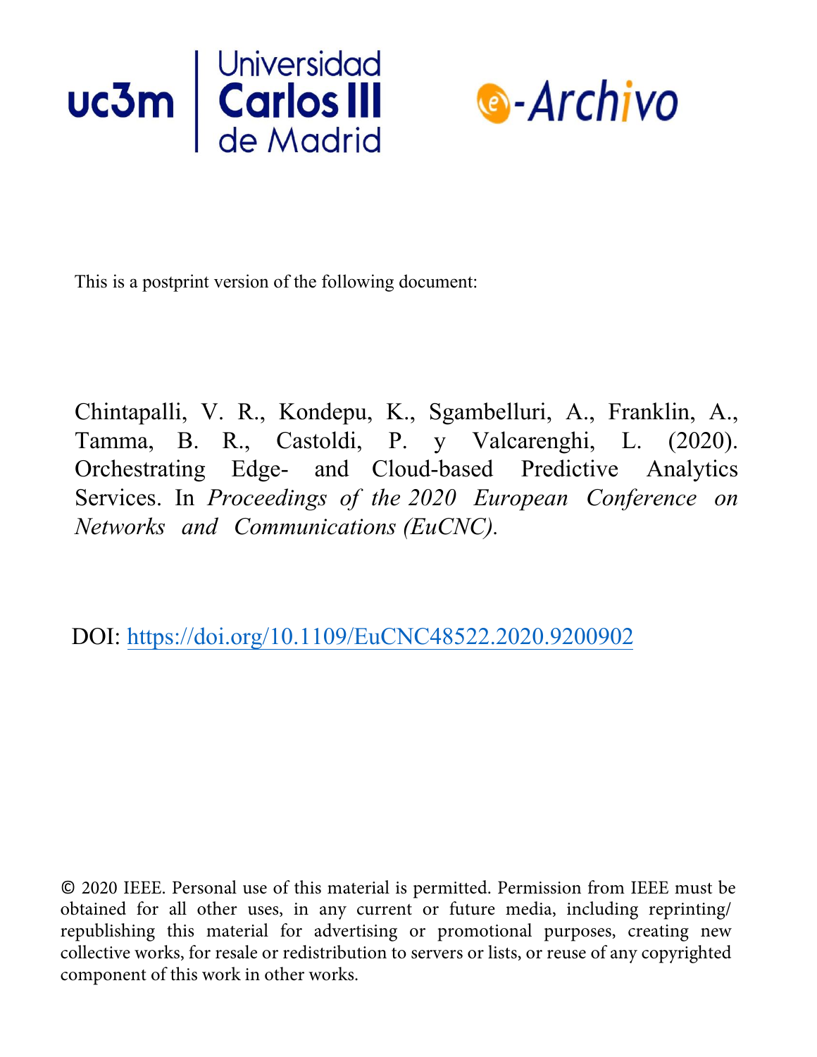This is a postprint version of the following document:

Chintapalli, V. R., Kondepu, K., Sgambelluri, A., Franklin, A., Tamma, B. R., Castoldi, P. y Valcarenghi, L. (2020). Orchestrating Edge- and Cloud-based Predictive Analytics Services. In *Proceedings of the 2020 European Conference on Networks and Communications (EuCNC).*

DOI: https://doi.org/10.1109/EuCNC48522.2020.9200902

© 2020 IEEE. Personal use of this material is permitted. Permission from IEEE must be obtained for all other uses, in any current or future media, including reprinting/republishing this material for advertising or promotional purposes, creating new collective works, for resale or redistribution to servers or lists, or reuse of any copyrighted component of this work in other works.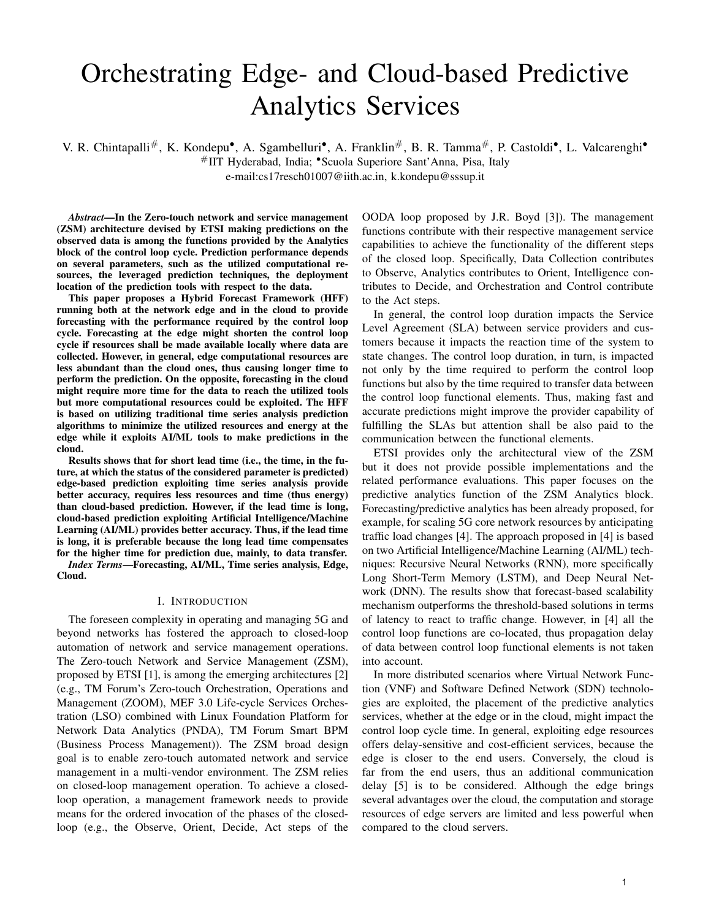# Orchestrating Edge- and Cloud-based Predictive Analytics Services

V. R. Chintapalli[#], K. Kondepu[•], A. Sgambelluri[•], A. Franklin[#], B. R. Tamma[#], P. Castoldi[•], L. Valcarenghi[•]

[#]IIT Hyderabad, India; [•]Scuola Superiore Sant'Anna, Pisa, Italy

e-mail:cs17resch01007@iith.ac.in, k.kondepu@sssup.it

***Abstract*—In the Zero-touch network and service management (ZSM) architecture devised by ETSI making predictions on the observed data is among the functions provided by the Analytics block of the control loop cycle. Prediction performance depends on several parameters, such as the utilized computational resources, the leveraged prediction techniques, the deployment location of the prediction tools with respect to the data.**

**This paper proposes a Hybrid Forecast Framework (HFF) running both at the network edge and in the cloud to provide forecasting with the performance required by the control loop cycle. Forecasting at the edge might shorten the control loop cycle if resources shall be made available locally where data are collected. However, in general, edge computational resources are less abundant than the cloud ones, thus causing longer time to perform the prediction. On the opposite, forecasting in the cloud might require more time for the data to reach the utilized tools but more computational resources could be exploited. The HFF is based on utilizing traditional time series analysis prediction algorithms to minimize the utilized resources and energy at the edge while it exploits AI/ML tools to make predictions in the cloud.**

**Results shows that for short lead time (i.e., the time, in the future, at which the status of the considered parameter is predicted) edge-based prediction exploiting time series analysis provide better accuracy, requires less resources and time (thus energy) than cloud-based prediction. However, if the lead time is long, cloud-based prediction exploiting Artificial Intelligence/Machine Learning (AI/ML) provides better accuracy. Thus, if the lead time is long, it is preferable because the long lead time compensates for the higher time for prediction due, mainly, to data transfer.**

***Index Terms*—Forecasting, AI/ML, Time series analysis, Edge, Cloud.**

## I. Introduction

The foreseen complexity in operating and managing 5G and beyond networks has fostered the approach to closed-loop automation of network and service management operations. The Zero-touch Network and Service Management (ZSM), proposed by ETSI [1], is among the emerging architectures [2] (e.g., TM Forum's Zero-touch Orchestration, Operations and Management (ZOOM), MEF 3.0 Life-cycle Services Orchestration (LSO) combined with Linux Foundation Platform for Network Data Analytics (PNDA), TM Forum Smart BPM (Business Process Management)). The ZSM broad design goal is to enable zero-touch automated network and service management in a multi-vendor environment. The ZSM relies on closed-loop management operation. To achieve a closed-loop operation, a management framework needs to provide means for the ordered invocation of the phases of the closed-loop (e.g., the Observe, Orient, Decide, Act steps of the OODA loop proposed by J.R. Boyd [3]). The management functions contribute with their respective management service capabilities to achieve the functionality of the different steps of the closed loop. Specifically, Data Collection contributes to Observe, Analytics contributes to Orient, Intelligence contributes to Decide, and Orchestration and Control contribute to the Act steps.

In general, the control loop duration impacts the Service Level Agreement (SLA) between service providers and customers because it impacts the reaction time of the system to state changes. The control loop duration, in turn, is impacted not only by the time required to perform the control loop functions but also by the time required to transfer data between the control loop functional elements. Thus, making fast and accurate predictions might improve the provider capability of fulfilling the SLAs but attention shall be also paid to the communication between the functional elements.

ETSI provides only the architectural view of the ZSM but it does not provide possible implementations and the related performance evaluations. This paper focuses on the predictive analytics function of the ZSM Analytics block. Forecasting/predictive analytics has been already proposed, for example, for scaling 5G core network resources by anticipating traffic load changes [4]. The approach proposed in [4] is based on two Artificial Intelligence/Machine Learning (AI/ML) techniques: Recursive Neural Networks (RNN), more specifically Long Short-Term Memory (LSTM), and Deep Neural Network (DNN). The results show that forecast-based scalability mechanism outperforms the threshold-based solutions in terms of latency to react to traffic change. However, in [4] all the control loop functions are co-located, thus propagation delay of data between control loop functional elements is not taken into account.

In more distributed scenarios where Virtual Network Function (VNF) and Software Defined Network (SDN) technologies are exploited, the placement of the predictive analytics services, whether at the edge or in the cloud, might impact the control loop cycle time. In general, exploiting edge resources offers delay-sensitive and cost-efficient services, because the edge is closer to the end users. Conversely, the cloud is far from the end users, thus an additional communication delay [5] is to be considered. Although the edge brings several advantages over the cloud, the computation and storage resources of edge servers are limited and less powerful when compared to the cloud servers.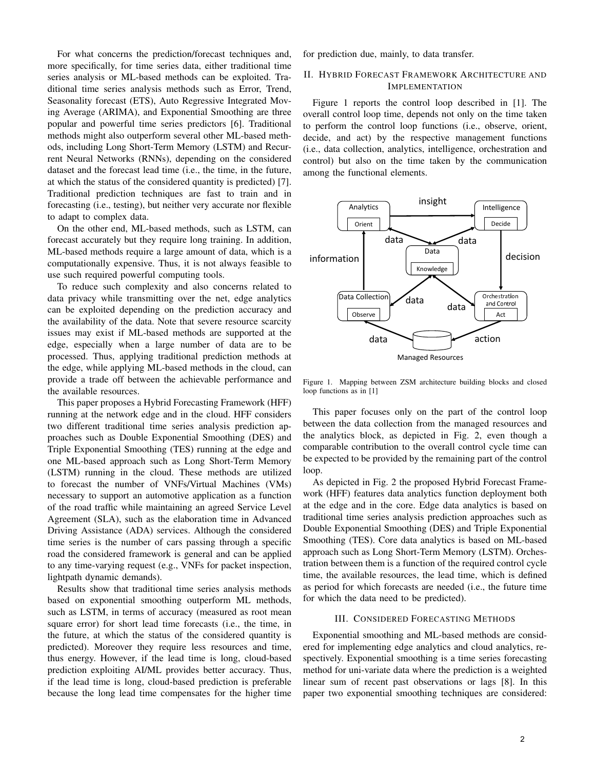For what concerns the prediction/forecast techniques and, more specifically, for time series data, either traditional time series analysis or ML-based methods can be exploited. Traditional time series analysis methods such as Error, Trend, Seasonality forecast (ETS), Auto Regressive Integrated Moving Average (ARIMA), and Exponential Smoothing are three popular and powerful time series predictors [6]. Traditional methods might also outperform several other ML-based methods, including Long Short-Term Memory (LSTM) and Recurrent Neural Networks (RNNs), depending on the considered dataset and the forecast lead time (i.e., the time, in the future, at which the status of the considered quantity is predicted) [7]. Traditional prediction techniques are fast to train and in forecasting (i.e., testing), but neither very accurate nor flexible to adapt to complex data.

On the other end, ML-based methods, such as LSTM, can forecast accurately but they require long training. In addition, ML-based methods require a large amount of data, which is a computationally expensive. Thus, it is not always feasible to use such required powerful computing tools.

To reduce such complexity and also concerns related to data privacy while transmitting over the net, edge analytics can be exploited depending on the prediction accuracy and the availability of the data. Note that severe resource scarcity issues may exist if ML-based methods are supported at the edge, especially when a large number of data are to be processed. Thus, applying traditional prediction methods at the edge, while applying ML-based methods in the cloud, can provide a trade off between the achievable performance and the available resources.

This paper proposes a Hybrid Forecasting Framework (HFF) running at the network edge and in the cloud. HFF considers two different traditional time series analysis prediction approaches such as Double Exponential Smoothing (DES) and Triple Exponential Smoothing (TES) running at the edge and one ML-based approach such as Long Short-Term Memory (LSTM) running in the cloud. These methods are utilized to forecast the number of VNFs/Virtual Machines (VMs) necessary to support an automotive application as a function of the road traffic while maintaining an agreed Service Level Agreement (SLA), such as the elaboration time in Advanced Driving Assistance (ADA) services. Although the considered time series is the number of cars passing through a specific road the considered framework is general and can be applied to any time-varying request (e.g., VNFs for packet inspection, lightpath dynamic demands).

Results show that traditional time series analysis methods based on exponential smoothing outperform ML methods, such as LSTM, in terms of accuracy (measured as root mean square error) for short lead time forecasts (i.e., the time, in the future, at which the status of the considered quantity is predicted). Moreover they require less resources and time, thus energy. However, if the lead time is long, cloud-based prediction exploiting AI/ML provides better accuracy. Thus, if the lead time is long, cloud-based prediction is preferable because the long lead time compensates for the higher time for prediction due, mainly, to data transfer.

## II. Hybrid Forecast Framework Architecture and Implementation

Figure 1 reports the control loop described in [1]. The overall control loop time, depends not only on the time taken to perform the control loop functions (i.e., observe, orient, decide, and act) by the respective management functions (i.e., data collection, analytics, intelligence, orchestration and control) but also on the time taken by the communication among the functional elements.

Figure 1. Mapping between ZSM architecture building blocks and closed loop functions as in [1]

This paper focuses only on the part of the control loop between the data collection from the managed resources and the analytics block, as depicted in Fig. 2, even though a comparable contribution to the overall control cycle time can be expected to be provided by the remaining part of the control loop.

As depicted in Fig. 2 the proposed Hybrid Forecast Framework (HFF) features data analytics function deployment both at the edge and in the core. Edge data analytics is based on traditional time series analysis prediction approaches such as Double Exponential Smoothing (DES) and Triple Exponential Smoothing (TES). Core data analytics is based on ML-based approach such as Long Short-Term Memory (LSTM). Orchestration between them is a function of the required control cycle time, the available resources, the lead time, which is defined as period for which forecasts are needed (i.e., the future time for which the data need to be predicted).

## III. Considered Forecasting Methods

Exponential smoothing and ML-based methods are considered for implementing edge analytics and cloud analytics, respectively. Exponential smoothing is a time series forecasting method for uni-variate data where the prediction is a weighted linear sum of recent past observations or lags [8]. In this paper two exponential smoothing techniques are considered: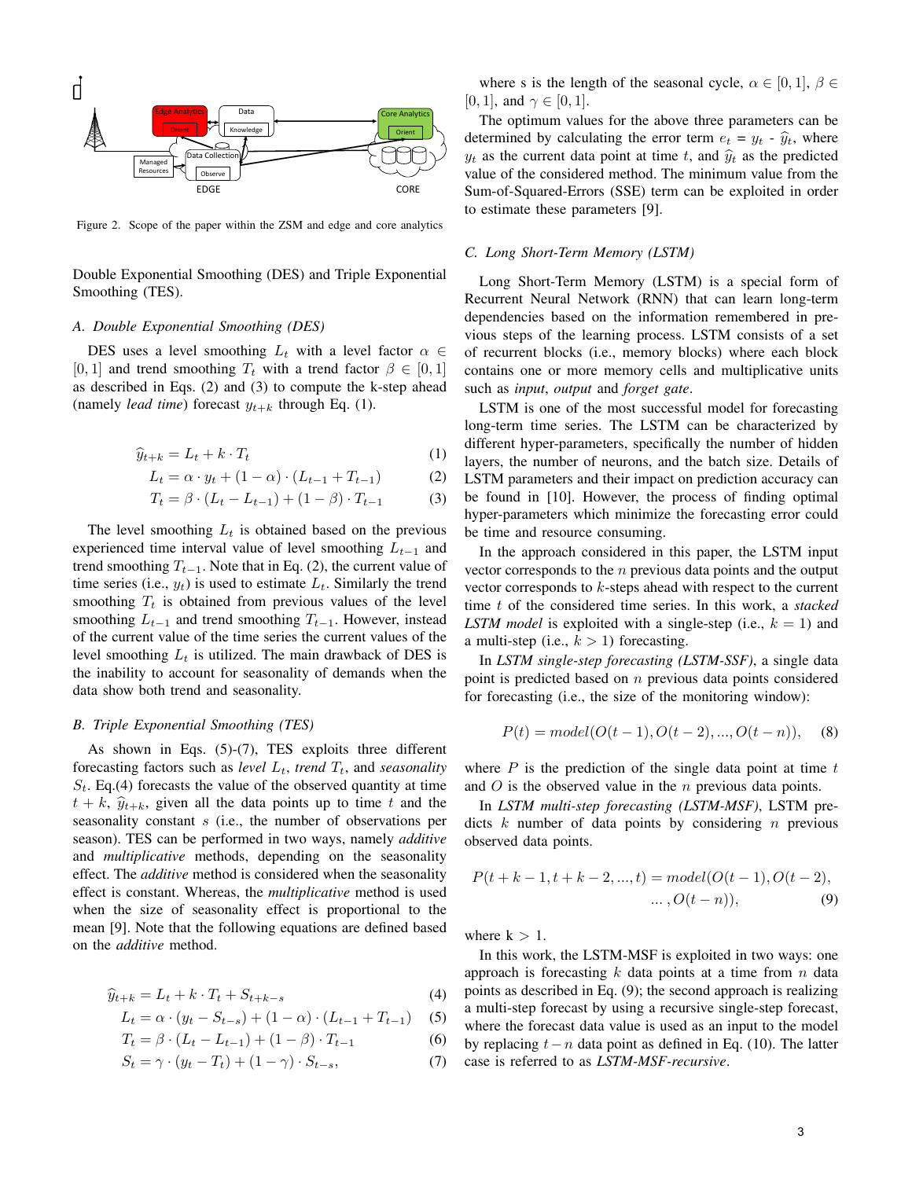Figure 2. Scope of the paper within the ZSM and edge and core analytics

Double Exponential Smoothing (DES) and Triple Exponential Smoothing (TES).

### A. Double Exponential Smoothing (DES)

DES uses a level smoothing $L_t$ with a level factor $\alpha \in [0,1]$ and trend smoothing $T_t$ with a trend factor $\beta \in [0,1]$ as described in Eqs. (2) and (3) to compute the k-step ahead (namely *lead time*) forecast $y_{t+k}$ through Eq. (1).

$$\widehat{y}_{t+k} = L_t + k \cdot T_t \tag{1}$$

$$L_t = \alpha \cdot y_t + (1-\alpha) \cdot (L_{t-1} + T_{t-1}) \tag{2}$$

$$T_t = \beta \cdot (L_t - L_{t-1}) + (1-\beta) \cdot T_{t-1} \tag{3}$$

The level smoothing $L_t$ is obtained based on the previous experienced time interval value of level smoothing $L_{t-1}$ and trend smoothing $T_{t-1}$. Note that in Eq. (2), the current value of time series (i.e., $y_t$) is used to estimate $L_t$. Similarly the trend smoothing $T_t$ is obtained from previous values of the level smoothing $L_{t-1}$ and trend smoothing $T_{t-1}$. However, instead of the current value of the time series the current values of the level smoothing $L_t$ is utilized. The main drawback of DES is the inability to account for seasonality of demands when the data show both trend and seasonality.

### B. Triple Exponential Smoothing (TES)

As shown in Eqs. (5)-(7), TES exploits three different forecasting factors such as *level* $L_t$, *trend* $T_t$, and *seasonality* $S_t$. Eq.(4) forecasts the value of the observed quantity at time $t+k$, $\widehat{y}_{t+k}$, given all the data points up to time $t$ and the seasonality constant $s$ (i.e., the number of observations per season). TES can be performed in two ways, namely *additive* and *multiplicative* methods, depending on the seasonality effect. The *additive* method is considered when the seasonality effect is constant. Whereas, the *multiplicative* method is used when the size of seasonality effect is proportional to the mean [9]. Note that the following equations are defined based on the *additive* method.

$$\widehat{y}_{t+k} = L_t + k \cdot T_t + S_{t+k-s} \tag{4}$$

$$L_t = \alpha \cdot (y_t - S_{t-s}) + (1-\alpha) \cdot (L_{t-1} + T_{t-1}) \tag{5}$$

$$T_t = \beta \cdot (L_t - L_{t-1}) + (1-\beta) \cdot T_{t-1} \tag{6}$$

$$S_t = \gamma \cdot (y_t - T_t) + (1-\gamma) \cdot S_{t-s}, \tag{7}$$

where s is the length of the seasonal cycle, $\alpha \in [0,1]$, $\beta \in [0,1]$, and $\gamma \in [0,1]$.

The optimum values for the above three parameters can be determined by calculating the error term $e_t = y_t - \widehat{y}_t$, where $y_t$ as the current data point at time $t$, and $\widehat{y}_t$ as the predicted value of the considered method. The minimum value from the Sum-of-Squared-Errors (SSE) term can be exploited in order to estimate these parameters [9].

### C. Long Short-Term Memory (LSTM)

Long Short-Term Memory (LSTM) is a special form of Recurrent Neural Network (RNN) that can learn long-term dependencies based on the information remembered in previous steps of the learning process. LSTM consists of a set of recurrent blocks (i.e., memory blocks) where each block contains one or more memory cells and multiplicative units such as *input*, *output* and *forget gate*.

LSTM is one of the most successful model for forecasting long-term time series. The LSTM can be characterized by different hyper-parameters, specifically the number of hidden layers, the number of neurons, and the batch size. Details of LSTM parameters and their impact on prediction accuracy can be found in [10]. However, the process of finding optimal hyper-parameters which minimize the forecasting error could be time and resource consuming.

In the approach considered in this paper, the LSTM input vector corresponds to the $n$ previous data points and the output vector corresponds to $k$-steps ahead with respect to the current time $t$ of the considered time series. In this work, a *stacked LSTM model* is exploited with a single-step (i.e., $k=1$) and a multi-step (i.e., $k>1$) forecasting.

In *LSTM single-step forecasting (LSTM-SSF)*, a single data point is predicted based on $n$ previous data points considered for forecasting (i.e., the size of the monitoring window):

$$P(t) = model(O(t-1), O(t-2), ..., O(t-n)), \tag{8}$$

where $P$ is the prediction of the single data point at time $t$ and $O$ is the observed value in the $n$ previous data points.

In *LSTM multi-step forecasting (LSTM-MSF)*, LSTM predicts $k$ number of data points by considering $n$ previous observed data points.

$$P(t+k-1, t+k-2, ..., t) = model(O(t-1), O(t-2), \\ ..., O(t-n)), \tag{9}$$

where k $>1$.

In this work, the LSTM-MSF is exploited in two ways: one approach is forecasting $k$ data points at a time from $n$ data points as described in Eq. (9); the second approach is realizing a multi-step forecast by using a recursive single-step forecast, where the forecast data value is used as an input to the model by replacing $t-n$ data point as defined in Eq. (10). The latter case is referred to as *LSTM-MSF-recursive*.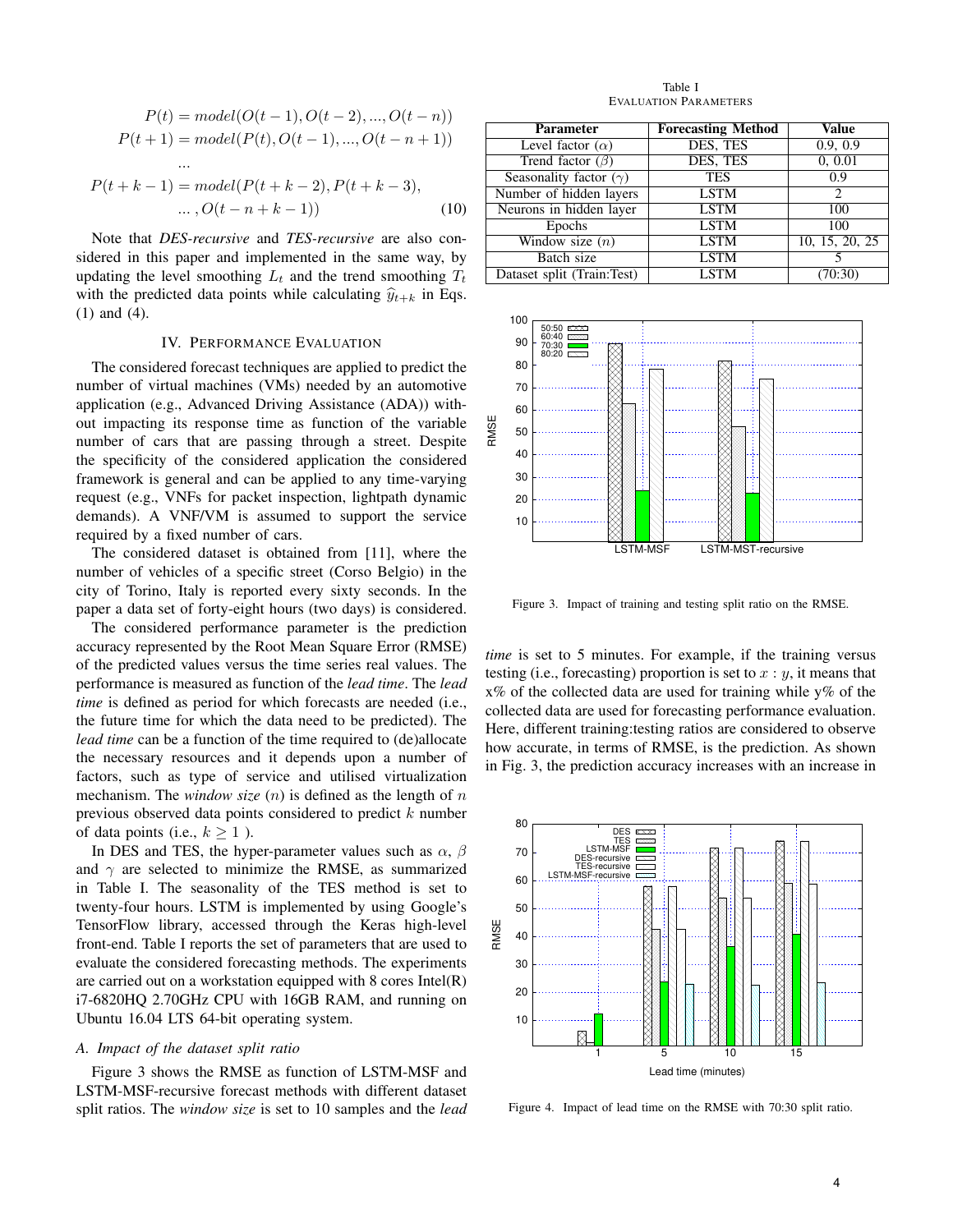$$
\begin{aligned}
P(t) &= model(O(t-1), O(t-2), ..., O(t-n)) \\
P(t+1) &= model(P(t), O(t-1), ..., O(t-n+1)) \\
&... \\
P(t+k-1) &= model(P(t+k-2), P(t+k-3), \\
&... , O(t-n+k-1))
\end{aligned} \tag{10}
$$

Note that *DES-recursive* and *TES-recursive* are also considered in this paper and implemented in the same way, by updating the level smoothing $L_t$ and the trend smoothing $T_t$ with the predicted data points while calculating $\widehat{y}_{t+k}$ in Eqs. (1) and (4).

## IV. Performance Evaluation

The considered forecast techniques are applied to predict the number of virtual machines (VMs) needed by an automotive application (e.g., Advanced Driving Assistance (ADA)) without impacting its response time as function of the variable number of cars that are passing through a street. Despite the specificity of the considered application the considered framework is general and can be applied to any time-varying request (e.g., VNFs for packet inspection, lightpath dynamic demands). A VNF/VM is assumed to support the service required by a fixed number of cars.

The considered dataset is obtained from [11], where the number of vehicles of a specific street (Corso Belgio) in the city of Torino, Italy is reported every sixty seconds. In the paper a data set of forty-eight hours (two days) is considered.

The considered performance parameter is the prediction accuracy represented by the Root Mean Square Error (RMSE) of the predicted values versus the time series real values. The performance is measured as function of the *lead time*. The *lead time* is defined as period for which forecasts are needed (i.e., the future time for which the data need to be predicted). The *lead time* can be a function of the time required to (de)allocate the necessary resources and it depends upon a number of factors, such as type of service and utilised virtualization mechanism. The *window size* ($n$) is defined as the length of $n$ previous observed data points considered to predict $k$ number of data points (i.e., $k \geq 1$ ).

In DES and TES, the hyper-parameter values such as $\alpha$, $\beta$ and $\gamma$ are selected to minimize the RMSE, as summarized in Table I. The seasonality of the TES method is set to twenty-four hours. LSTM is implemented by using Google's TensorFlow library, accessed through the Keras high-level front-end. Table I reports the set of parameters that are used to evaluate the considered forecasting methods. The experiments are carried out on a workstation equipped with 8 cores Intel(R) i7-6820HQ 2.70GHz CPU with 16GB RAM, and running on Ubuntu 16.04 LTS 64-bit operating system.

### A. Impact of the dataset split ratio

Figure 3 shows the RMSE as function of LSTM-MSF and LSTM-MSF-recursive forecast methods with different dataset split ratios. The *window size* is set to 10 samples and the *lead time* is set to 5 minutes. For example, if the training versus testing (i.e., forecasting) proportion is set to $x : y$, it means that x% of the collected data are used for training while y% of the collected data are used for forecasting performance evaluation. Here, different training:testing ratios are considered to observe how accurate, in terms of RMSE, is the prediction. As shown in Fig. 3, the prediction accuracy increases with an increase in

Table I
Evaluation Parameters

| Parameter | Forecasting Method | Value |
|---|---|---|
| Level factor ($\alpha$) | DES, TES | 0.9, 0.9 |
| Trend factor ($\beta$) | DES, TES | 0, 0.01 |
| Seasonality factor ($\gamma$) | TES | 0.9 |
| Number of hidden layers | LSTM | 2 |
| Neurons in hidden layer | LSTM | 100 |
| Epochs | LSTM | 100 |
| Window size ($n$) | LSTM | 10, 15, 20, 25 |
| Batch size | LSTM | 5 |
| Dataset split (Train:Test) | LSTM | (70:30) |

Figure 3. Impact of training and testing split ratio on the RMSE.

Figure 4. Impact of lead time on the RMSE with 70:30 split ratio.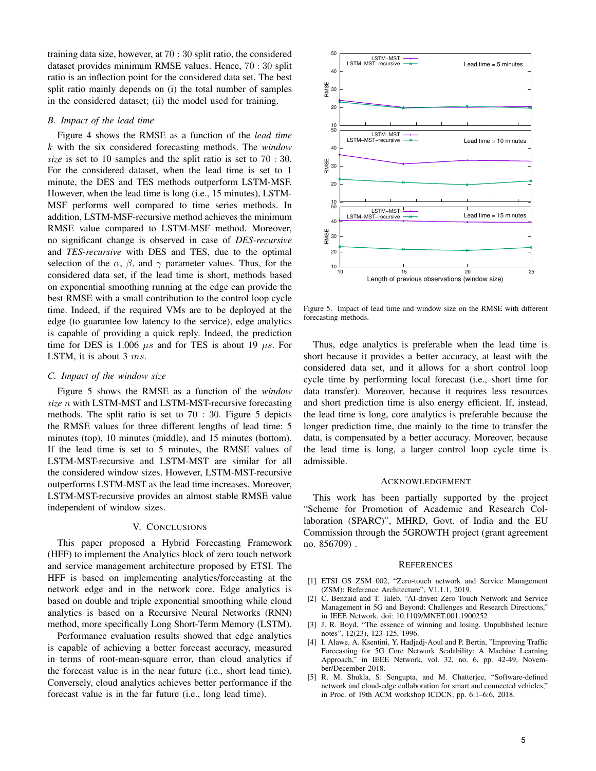training data size, however, at $70:30$ split ratio, the considered dataset provides minimum RMSE values. Hence, $70:30$ split ratio is an inflection point for the considered data set. The best split ratio mainly depends on (i) the total number of samples in the considered dataset; (ii) the model used for training.

### *B. Impact of the lead time*

Figure 4 shows the RMSE as a function of the *lead time* $k$ with the six considered forecasting methods. The *window size* is set to 10 samples and the split ratio is set to $70:30$. For the considered dataset, when the lead time is set to 1 minute, the DES and TES methods outperform LSTM-MSF. However, when the lead time is long (i.e., 15 minutes), LSTM-MSF performs well compared to time series methods. In addition, LSTM-MSF-recursive method achieves the minimum RMSE value compared to LSTM-MSF method. Moreover, no significant change is observed in case of *DES-recursive* and *TES-recursive* with DES and TES, due to the optimal selection of the $\alpha$, $\beta$, and $\gamma$ parameter values. Thus, for the considered data set, if the lead time is short, methods based on exponential smoothing running at the edge can provide the best RMSE with a small contribution to the control loop cycle time. Indeed, if the required VMs are to be deployed at the edge (to guarantee low latency to the service), edge analytics is capable of providing a quick reply. Indeed, the prediction time for DES is 1.006 $\mu s$ and for TES is about 19 $\mu s$. For LSTM, it is about 3 $ms$.

### *C. Impact of the window size*

Figure 5 shows the RMSE as a function of the *window size* $n$ with LSTM-MST and LSTM-MST-recursive forecasting methods. The split ratio is set to $70:30$. Figure 5 depicts the RMSE values for three different lengths of lead time: 5 minutes (top), 10 minutes (middle), and 15 minutes (bottom). If the lead time is set to 5 minutes, the RMSE values of LSTM-MST-recursive and LSTM-MST are similar for all the considered window sizes. However, LSTM-MST-recursive outperforms LSTM-MST as the lead time increases. Moreover, LSTM-MST-recursive provides an almost stable RMSE value independent of window sizes.

## V. Conclusions

This paper proposed a Hybrid Forecasting Framework (HFF) to implement the Analytics block of zero touch network and service management architecture proposed by ETSI. The HFF is based on implementing analytics/forecasting at the network edge and in the network core. Edge analytics is based on double and triple exponential smoothing while cloud analytics is based on a Recursive Neural Networks (RNN) method, more specifically Long Short-Term Memory (LSTM).

Performance evaluation results showed that edge analytics is capable of achieving a better forecast accuracy, measured in terms of root-mean-square error, than cloud analytics if the forecast value is in the near future (i.e., short lead time). Conversely, cloud analytics achieves better performance if the forecast value is in the far future (i.e., long lead time).

Figure 5. Impact of lead time and window size on the RMSE with different forecasting methods.

Thus, edge analytics is preferable when the lead time is short because it provides a better accuracy, at least with the considered data set, and it allows for a short control loop cycle time by performing local forecast (i.e., short time for data transfer). Moreover, because it requires less resources and short prediction time is also energy efficient. If, instead, the lead time is long, core analytics is preferable because the longer prediction time, due mainly to the time to transfer the data, is compensated by a better accuracy. Moreover, because the lead time is long, a larger control loop cycle time is admissible.

## Acknowledgement

This work has been partially supported by the project "Scheme for Promotion of Academic and Research Collaboration (SPARC)", MHRD, Govt. of India and the EU Commission through the 5GROWTH project (grant agreement no. 856709) .

## References

[1] ETSI GS ZSM 002, "Zero-touch network and Service Management (ZSM); Reference Architecture", V1.1.1, 2019.

[2] C. Benzaid and T. Taleb, "AI-driven Zero Touch Network and Service Management in 5G and Beyond: Challenges and Research Directions," in IEEE Network. doi: 10.1109/MNET.001.1900252

[3] J. R. Boyd, "The essence of winning and losing. Unpublished lecture notes", 12(23), 123-125, 1996.

[4] I. Alawe, A. Ksentini, Y. Hadjadj-Aoul and P. Bertin, "Improving Traffic Forecasting for 5G Core Network Scalability: A Machine Learning Approach," in IEEE Network, vol. 32, no. 6, pp. 42-49, November/December 2018.

[5] R. M. Shukla, S. Sengupta, and M. Chatterjee, "Software-defined network and cloud-edge collaboration for smart and connected vehicles," in Proc. of 19th ACM workshop ICDCN, pp. 6:1–6:6, 2018.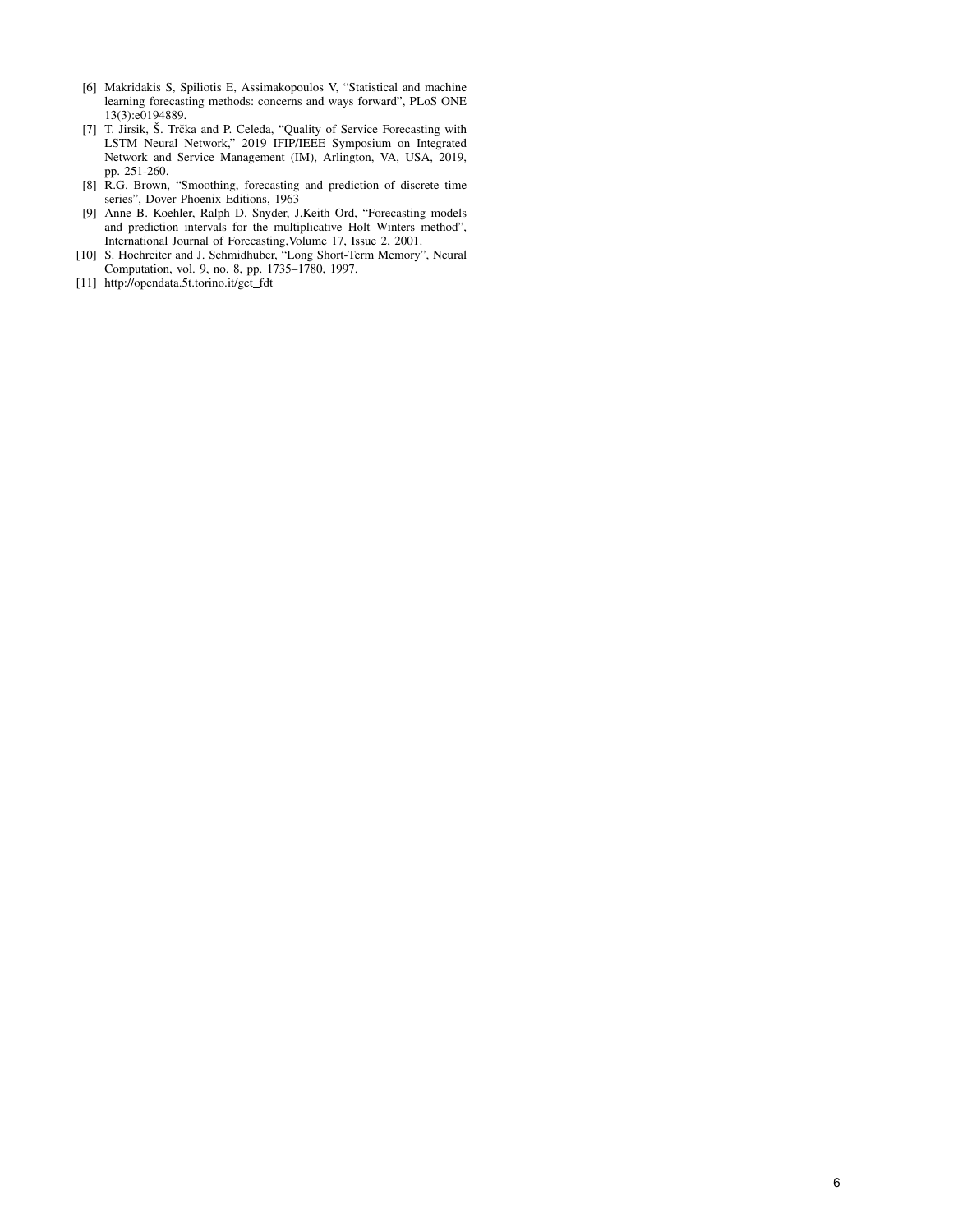[6] Makridakis S, Spiliotis E, Assimakopoulos V, “Statistical and machine learning forecasting methods: concerns and ways forward”, PLoS ONE 13(3):e0194889.

[7] T. Jirsik, Š. Trčka and P. Celeda, “Quality of Service Forecasting with LSTM Neural Network,” 2019 IFIP/IEEE Symposium on Integrated Network and Service Management (IM), Arlington, VA, USA, 2019, pp. 251-260.

[8] R.G. Brown, “Smoothing, forecasting and prediction of discrete time series”, Dover Phoenix Editions, 1963

[9] Anne B. Koehler, Ralph D. Snyder, J.Keith Ord, “Forecasting models and prediction intervals for the multiplicative Holt–Winters method”, International Journal of Forecasting,Volume 17, Issue 2, 2001.

[10] S. Hochreiter and J. Schmidhuber, “Long Short-Term Memory”, Neural Computation, vol. 9, no. 8, pp. 1735–1780, 1997.

[11] http://opendata.5t.torino.it/get_fdt